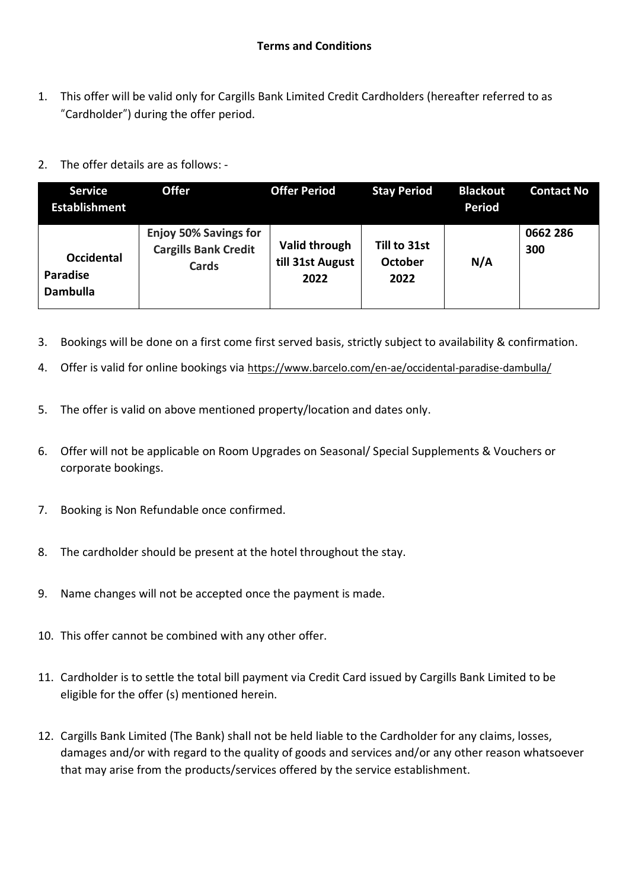**Terms and Conditions**

1. This offer will be valid only for Cargills Bank Limited Credit Cardholders (hereafter referred to as "Cardholder") during the offer period.

2. The offer details are as follows: -

| Service Establishment | Offer | Offer Period | Stay Period | Blackout Period | Contact No |
|---|---|---|---|---|---|
| **Occidental Paradise Dambulla** | **Enjoy 50% Savings for Cargills Bank Credit Cards** | **Valid through till 31st August 2022** | **Till to 31st October 2022** | **N/A** | **0662 286 300** |

3. Bookings will be done on a first come first served basis, strictly subject to availability & confirmation.
4. Offer is valid for online bookings via https://www.barcelo.com/en-ae/occidental-paradise-dambulla/
5. The offer is valid on above mentioned property/location and dates only.
6. Offer will not be applicable on Room Upgrades on Seasonal/ Special Supplements & Vouchers or corporate bookings.
7. Booking is Non Refundable once confirmed.
8. The cardholder should be present at the hotel throughout the stay.
9. Name changes will not be accepted once the payment is made.
10. This offer cannot be combined with any other offer.
11. Cardholder is to settle the total bill payment via Credit Card issued by Cargills Bank Limited to be eligible for the offer (s) mentioned herein.
12. Cargills Bank Limited (The Bank) shall not be held liable to the Cardholder for any claims, losses, damages and/or with regard to the quality of goods and services and/or any other reason whatsoever that may arise from the products/services offered by the service establishment.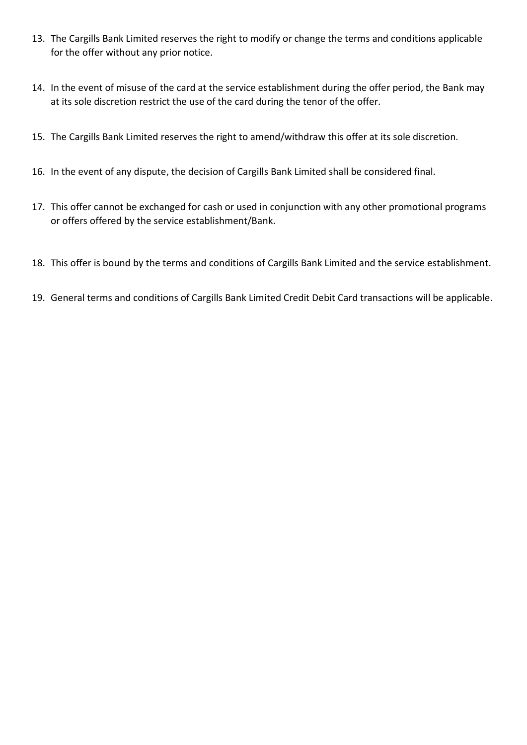13. The Cargills Bank Limited reserves the right to modify or change the terms and conditions applicable for the offer without any prior notice.

14. In the event of misuse of the card at the service establishment during the offer period, the Bank may at its sole discretion restrict the use of the card during the tenor of the offer.

15. The Cargills Bank Limited reserves the right to amend/withdraw this offer at its sole discretion.

16. In the event of any dispute, the decision of Cargills Bank Limited shall be considered final.

17. This offer cannot be exchanged for cash or used in conjunction with any other promotional programs or offers offered by the service establishment/Bank.

18. This offer is bound by the terms and conditions of Cargills Bank Limited and the service establishment.

19. General terms and conditions of Cargills Bank Limited Credit Debit Card transactions will be applicable.